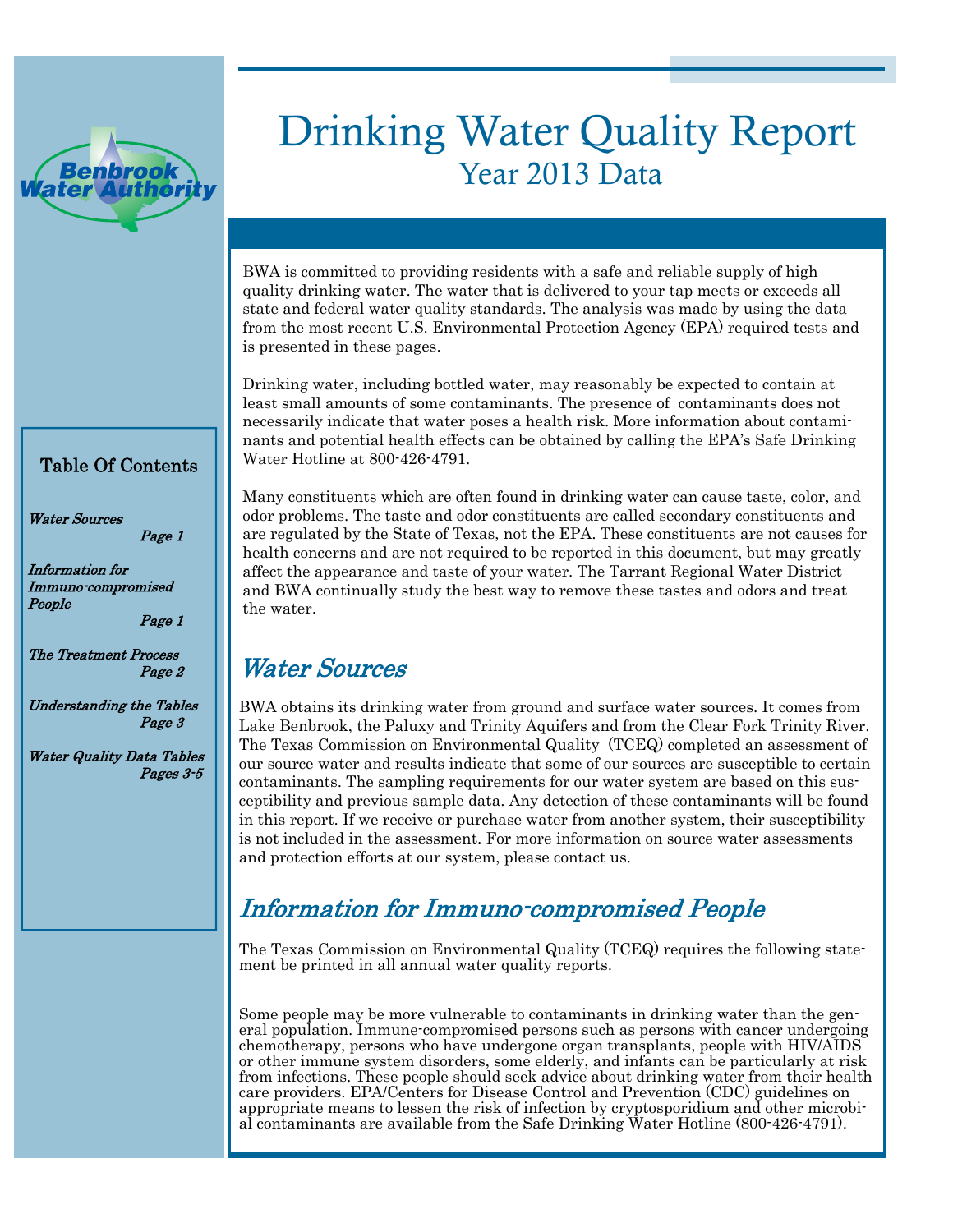# Drinking Water Quality Report

## Year 2013 Data

Benbrook Water Authority

### Table Of Contents

*Water Sources* — *Page 1*

*Information for Immuno-compromised People* — *Page 1*

*The Treatment Process* — *Page 2*

*Understanding the Tables* — *Page 3*

*Water Quality Data Tables* — *Pages 3-5*

BWA is committed to providing residents with a safe and reliable supply of high quality drinking water. The water that is delivered to your tap meets or exceeds all state and federal water quality standards. The analysis was made by using the data from the most recent U.S. Environmental Protection Agency (EPA) required tests and is presented in these pages.

Drinking water, including bottled water, may reasonably be expected to contain at least small amounts of some contaminants. The presence of contaminants does not necessarily indicate that water poses a health risk. More information about contaminants and potential health effects can be obtained by calling the EPA's Safe Drinking Water Hotline at 800-426-4791.

Many constituents which are often found in drinking water can cause taste, color, and odor problems. The taste and odor constituents are called secondary constituents and are regulated by the State of Texas, not the EPA. These constituents are not causes for health concerns and are not required to be reported in this document, but may greatly affect the appearance and taste of your water. The Tarrant Regional Water District and BWA continually study the best way to remove these tastes and odors and treat the water.

## Water Sources

BWA obtains its drinking water from ground and surface water sources. It comes from Lake Benbrook, the Paluxy and Trinity Aquifers and from the Clear Fork Trinity River. The Texas Commission on Environmental Quality (TCEQ) completed an assessment of our source water and results indicate that some of our sources are susceptible to certain contaminants. The sampling requirements for our water system are based on this susceptibility and previous sample data. Any detection of these contaminants will be found in this report. If we receive or purchase water from another system, their susceptibility is not included in the assessment. For more information on source water assessments and protection efforts at our system, please contact us.

## Information for Immuno-compromised People

The Texas Commission on Environmental Quality (TCEQ) requires the following statement be printed in all annual water quality reports.

Some people may be more vulnerable to contaminants in drinking water than the general population. Immune-compromised persons such as persons with cancer undergoing chemotherapy, persons who have undergone organ transplants, people with HIV/AIDS or other immune system disorders, some elderly, and infants can be particularly at risk from infections. These people should seek advice about drinking water from their health care providers. EPA/Centers for Disease Control and Prevention (CDC) guidelines on appropriate means to lessen the risk of infection by cryptosporidium and other microbial contaminants are available from the Safe Drinking Water Hotline (800-426-4791).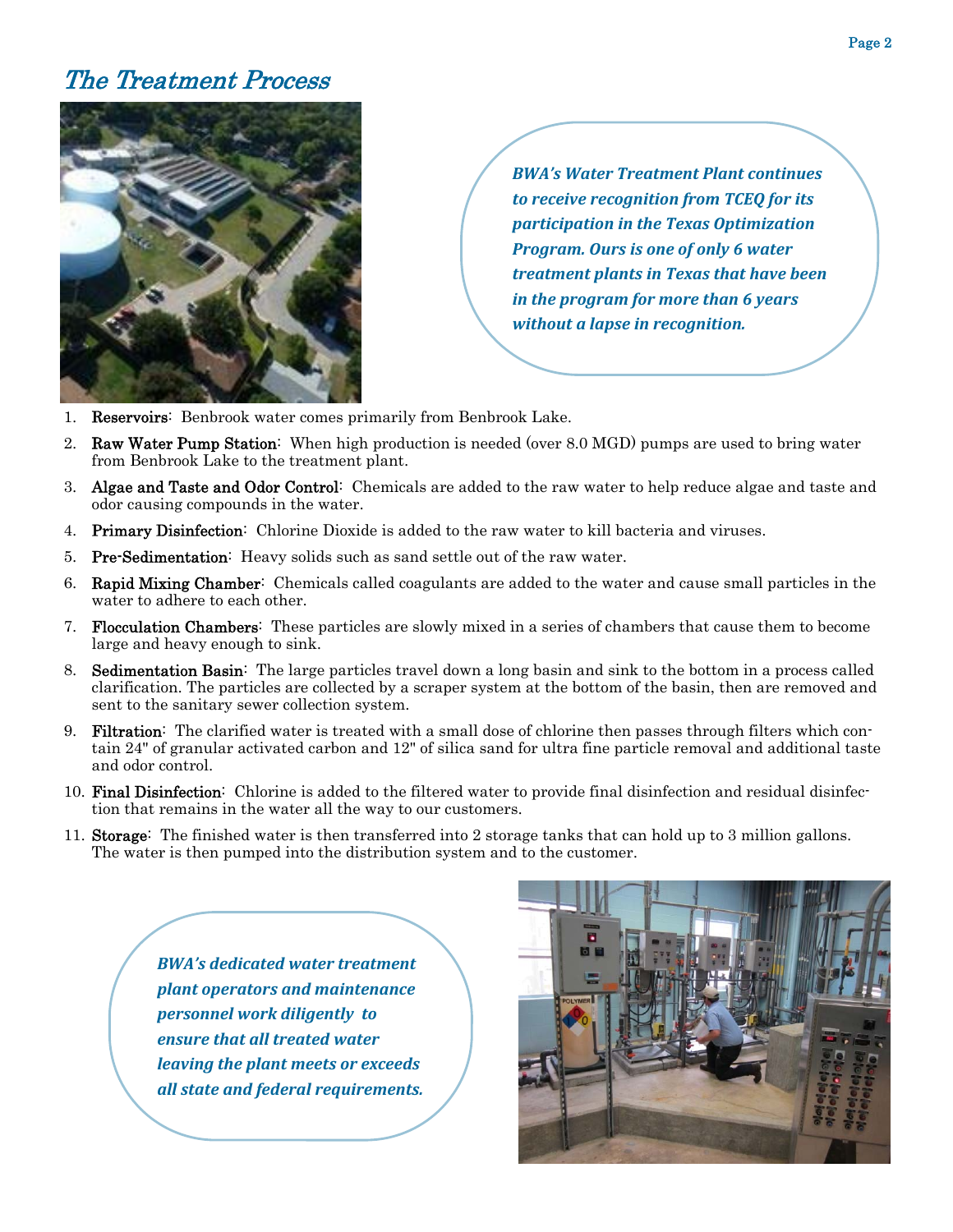## The Treatment Process

*BWA's Water Treatment Plant continues to receive recognition from TCEQ for its participation in the Texas Optimization Program. Ours is one of only 6 water treatment plants in Texas that have been in the program for more than 6 years without a lapse in recognition.*

1. **Reservoirs**: Benbrook water comes primarily from Benbrook Lake.
2. **Raw Water Pump Station**: When high production is needed (over 8.0 MGD) pumps are used to bring water from Benbrook Lake to the treatment plant.
3. **Algae and Taste and Odor Control**: Chemicals are added to the raw water to help reduce algae and taste and odor causing compounds in the water.
4. **Primary Disinfection**: Chlorine Dioxide is added to the raw water to kill bacteria and viruses.
5. **Pre-Sedimentation**: Heavy solids such as sand settle out of the raw water.
6. **Rapid Mixing Chamber**: Chemicals called coagulants are added to the water and cause small particles in the water to adhere to each other.
7. **Flocculation Chambers**: These particles are slowly mixed in a series of chambers that cause them to become large and heavy enough to sink.
8. **Sedimentation Basin**: The large particles travel down a long basin and sink to the bottom in a process called clarification. The particles are collected by a scraper system at the bottom of the basin, then are removed and sent to the sanitary sewer collection system.
9. **Filtration**: The clarified water is treated with a small dose of chlorine then passes through filters which contain 24" of granular activated carbon and 12" of silica sand for ultra fine particle removal and additional taste and odor control.
10. **Final Disinfection**: Chlorine is added to the filtered water to provide final disinfection and residual disinfection that remains in the water all the way to our customers.
11. **Storage**: The finished water is then transferred into 2 storage tanks that can hold up to 3 million gallons. The water is then pumped into the distribution system and to the customer.

*BWA's dedicated water treatment plant operators and maintenance personnel work diligently to ensure that all treated water leaving the plant meets or exceeds all state and federal requirements.*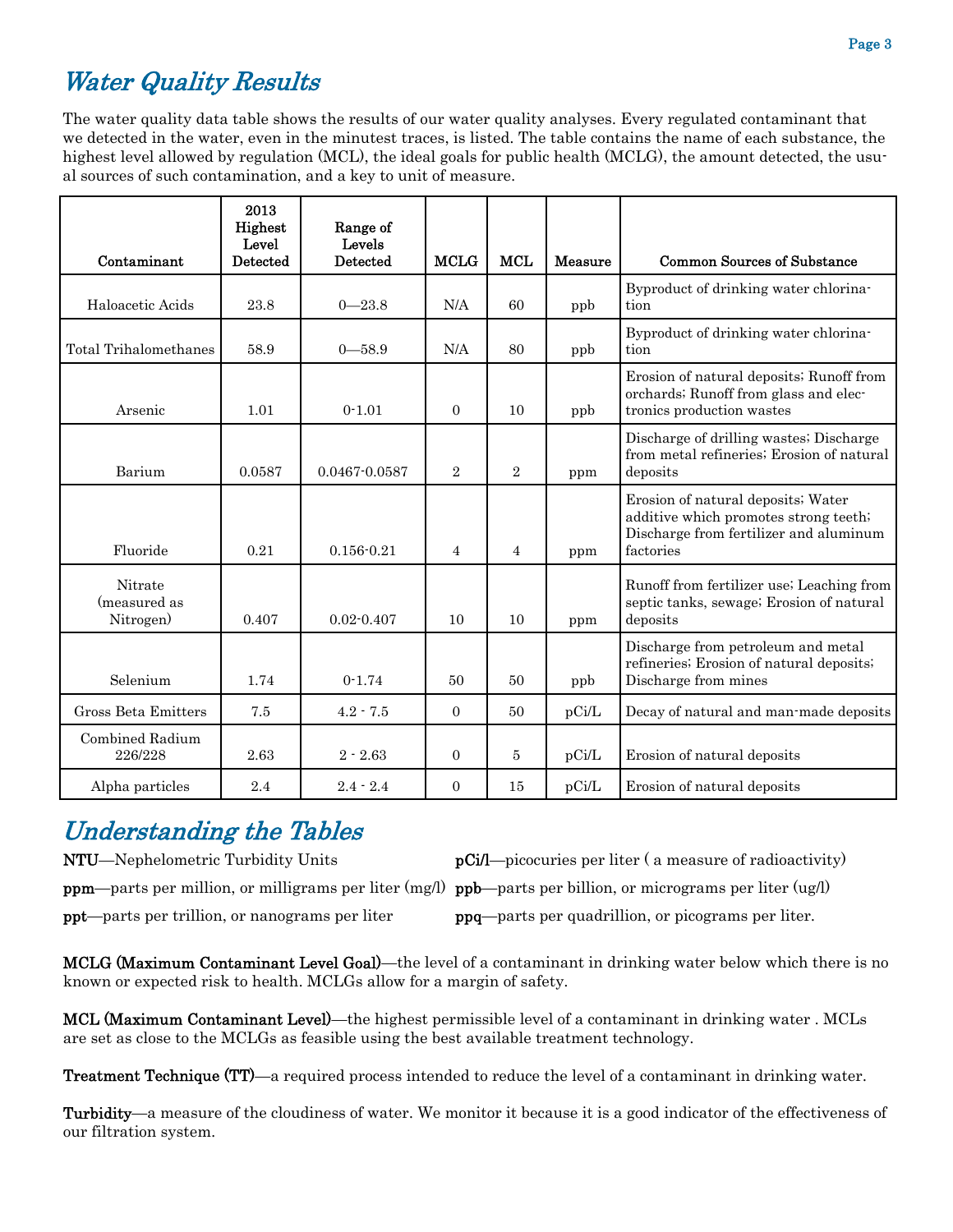## *Water Quality Results*

The water quality data table shows the results of our water quality analyses. Every regulated contaminant that we detected in the water, even in the minutest traces, is listed. The table contains the name of each substance, the highest level allowed by regulation (MCL), the ideal goals for public health (MCLG), the amount detected, the usual sources of such contamination, and a key to unit of measure.

| Contaminant | 2013 Highest Level Detected | Range of Levels Detected | MCLG | MCL | Measure | Common Sources of Substance |
|---|---|---|---|---|---|---|
| Haloacetic Acids | 23.8 | 0—23.8 | N/A | 60 | ppb | Byproduct of drinking water chlorination |
| Total Trihalomethanes | 58.9 | 0—58.9 | N/A | 80 | ppb | Byproduct of drinking water chlorination |
| Arsenic | 1.01 | 0-1.01 | 0 | 10 | ppb | Erosion of natural deposits; Runoff from orchards; Runoff from glass and electronics production wastes |
| Barium | 0.0587 | 0.0467-0.0587 | 2 | 2 | ppm | Discharge of drilling wastes; Discharge from metal refineries; Erosion of natural deposits |
| Fluoride | 0.21 | 0.156-0.21 | 4 | 4 | ppm | Erosion of natural deposits; Water additive which promotes strong teeth; Discharge from fertilizer and aluminum factories |
| Nitrate (measured as Nitrogen) | 0.407 | 0.02-0.407 | 10 | 10 | ppm | Runoff from fertilizer use; Leaching from septic tanks, sewage; Erosion of natural deposits |
| Selenium | 1.74 | 0-1.74 | 50 | 50 | ppb | Discharge from petroleum and metal refineries; Erosion of natural deposits; Discharge from mines |
| Gross Beta Emitters | 7.5 | 4.2 - 7.5 | 0 | 50 | pCi/L | Decay of natural and man-made deposits |
| Combined Radium 226/228 | 2.63 | 2 - 2.63 | 0 | 5 | pCi/L | Erosion of natural deposits |
| Alpha particles | 2.4 | 2.4 - 2.4 | 0 | 15 | pCi/L | Erosion of natural deposits |

## *Understanding the Tables*

**NTU**—Nephelometric Turbidity Units

**ppm**—parts per million, or milligrams per liter (mg/l)

**ppt**—parts per trillion, or nanograms per liter

**pCi/l**—picocuries per liter ( a measure of radioactivity)

**ppb**—parts per billion, or micrograms per liter (ug/l)

**ppq**—parts per quadrillion, or picograms per liter.

**MCLG (Maximum Contaminant Level Goal)**—the level of a contaminant in drinking water below which there is no known or expected risk to health. MCLGs allow for a margin of safety.

**MCL (Maximum Contaminant Level)**—the highest permissible level of a contaminant in drinking water . MCLs are set as close to the MCLGs as feasible using the best available treatment technology.

**Treatment Technique (TT)**—a required process intended to reduce the level of a contaminant in drinking water.

**Turbidity**—a measure of the cloudiness of water. We monitor it because it is a good indicator of the effectiveness of our filtration system.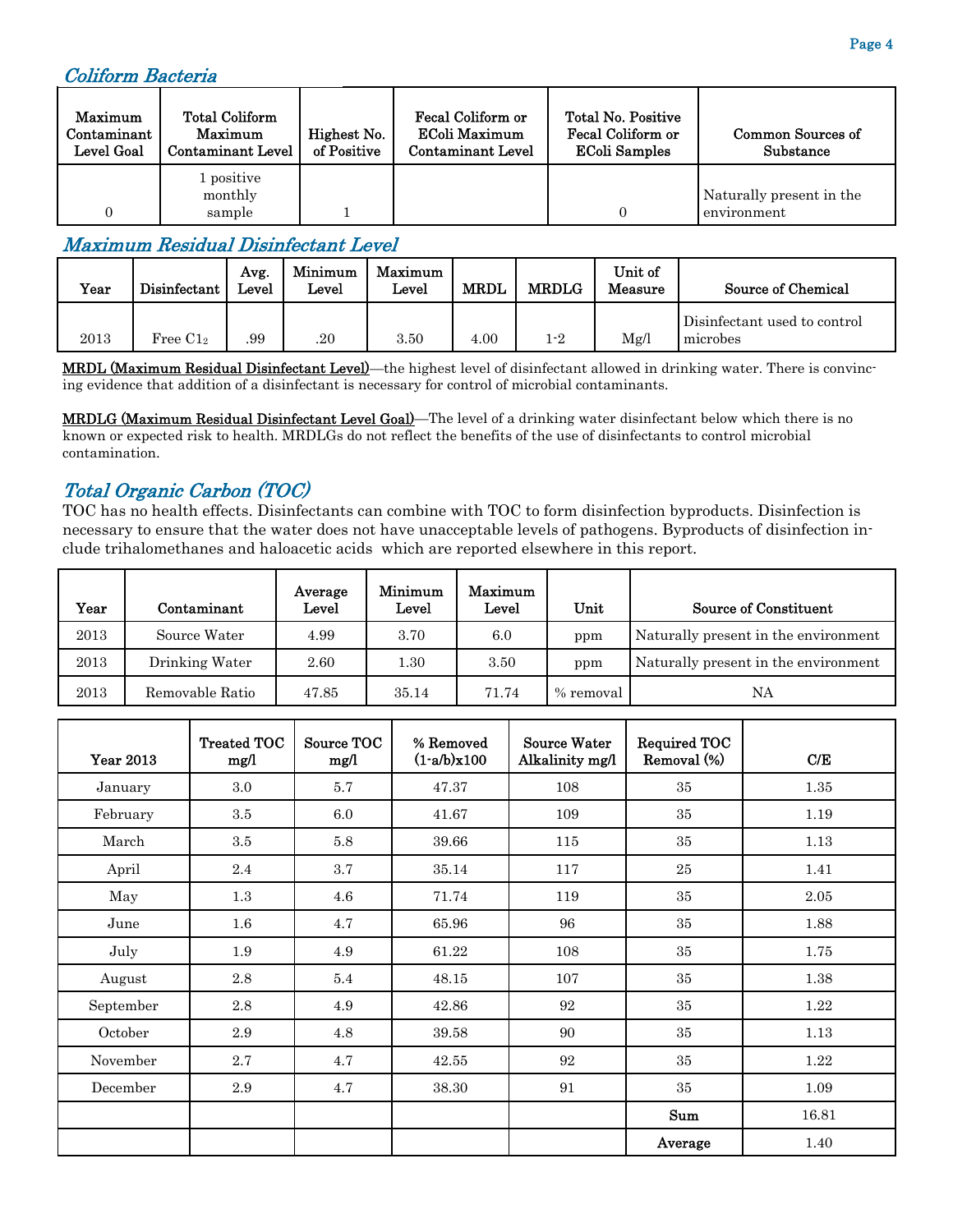## *Coliform Bacteria*

| Maximum Contaminant Level Goal | Total Coliform Maximum Contaminant Level | Highest No. of Positive | Fecal Coliform or EColi Maximum Contaminant Level | Total No. Positive Fecal Coliform or EColi Samples | Common Sources of Substance |
|---|---|---|---|---|---|
| 0 | 1 positive monthly sample | 1 | | 0 | Naturally present in the environment |

## *Maximum Residual Disinfectant Level*

| Year | Disinfectant | Avg. Level | Minimum Level | Maximum Level | MRDL | MRDLG | Unit of Measure | Source of Chemical |
|---|---|---|---|---|---|---|---|---|
| 2013 | Free $C1_2$ | .99 | .20 | 3.50 | 4.00 | 1-2 | Mg/l | Disinfectant used to control microbes |

**MRDL (Maximum Residual Disinfectant Level)**—the highest level of disinfectant allowed in drinking water. There is convincing evidence that addition of a disinfectant is necessary for control of microbial contaminants.

**MRDLG (Maximum Residual Disinfectant Level Goal)**—The level of a drinking water disinfectant below which there is no known or expected risk to health. MRDLGs do not reflect the benefits of the use of disinfectants to control microbial contamination.

## *Total Organic Carbon (TOC)*

TOC has no health effects. Disinfectants can combine with TOC to form disinfection byproducts. Disinfection is necessary to ensure that the water does not have unacceptable levels of pathogens. Byproducts of disinfection include trihalomethanes and haloacetic acids which are reported elsewhere in this report.

| Year | Contaminant | Average Level | Minimum Level | Maximum Level | Unit | Source of Constituent |
|---|---|---|---|---|---|---|
| 2013 | Source Water | 4.99 | 3.70 | 6.0 | ppm | Naturally present in the environment |
| 2013 | Drinking Water | 2.60 | 1.30 | 3.50 | ppm | Naturally present in the environment |
| 2013 | Removable Ratio | 47.85 | 35.14 | 71.74 | % removal | NA |

| Year 2013 | Treated TOC mg/l | Source TOC mg/l | % Removed (1-a/b)x100 | Source Water Alkalinity mg/l | Required TOC Removal (%) | C/E |
|---|---|---|---|---|---|---|
| January | 3.0 | 5.7 | 47.37 | 108 | 35 | 1.35 |
| February | 3.5 | 6.0 | 41.67 | 109 | 35 | 1.19 |
| March | 3.5 | 5.8 | 39.66 | 115 | 35 | 1.13 |
| April | 2.4 | 3.7 | 35.14 | 117 | 25 | 1.41 |
| May | 1.3 | 4.6 | 71.74 | 119 | 35 | 2.05 |
| June | 1.6 | 4.7 | 65.96 | 96 | 35 | 1.88 |
| July | 1.9 | 4.9 | 61.22 | 108 | 35 | 1.75 |
| August | 2.8 | 5.4 | 48.15 | 107 | 35 | 1.38 |
| September | 2.8 | 4.9 | 42.86 | 92 | 35 | 1.22 |
| October | 2.9 | 4.8 | 39.58 | 90 | 35 | 1.13 |
| November | 2.7 | 4.7 | 42.55 | 92 | 35 | 1.22 |
| December | 2.9 | 4.7 | 38.30 | 91 | 35 | 1.09 |
| | | | | | **Sum** | 16.81 |
| | | | | | **Average** | 1.40 |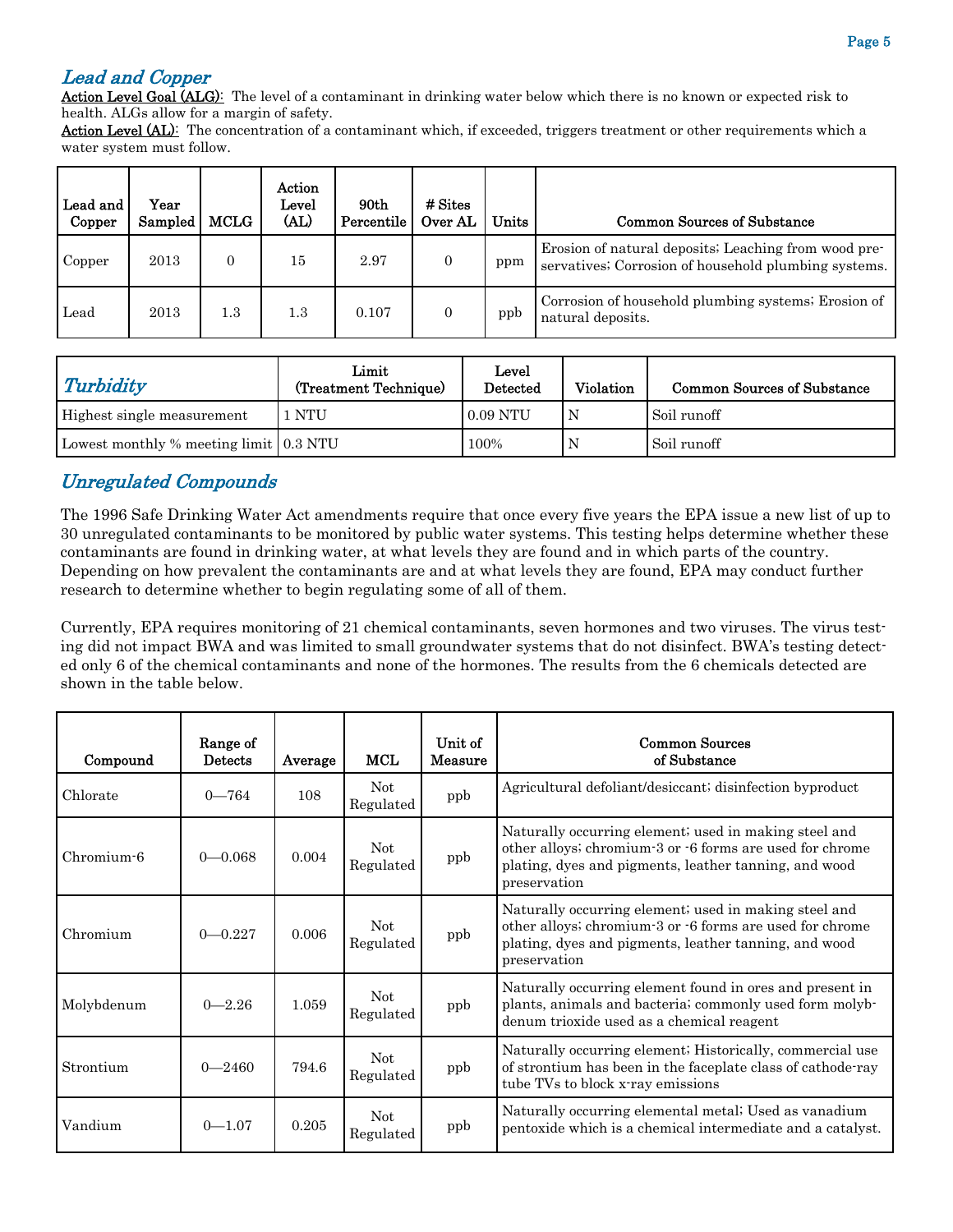## *Lead and Copper*

**Action Level Goal (ALG):** The level of a contaminant in drinking water below which there is no known or expected risk to health. ALGs allow for a margin of safety.

**Action Level (AL):** The concentration of a contaminant which, if exceeded, triggers treatment or other requirements which a water system must follow.

| Lead and Copper | Year Sampled | MCLG | Action Level (AL) | 90th Percentile | # Sites Over AL | Units | Common Sources of Substance |
|---|---|---|---|---|---|---|---|
| Copper | 2013 | 0 | 15 | 2.97 | 0 | ppm | Erosion of natural deposits; Leaching from wood preservatives; Corrosion of household plumbing systems. |
| Lead | 2013 | 1.3 | 1.3 | 0.107 | 0 | ppb | Corrosion of household plumbing systems; Erosion of natural deposits. |

| *Turbidity* | Limit (Treatment Technique) | Level Detected | Violation | Common Sources of Substance |
|---|---|---|---|---|
| Highest single measurement | 1 NTU | 0.09 NTU | N | Soil runoff |
| Lowest monthly % meeting limit | 0.3 NTU | 100% | N | Soil runoff |

## *Unregulated Compounds*

The 1996 Safe Drinking Water Act amendments require that once every five years the EPA issue a new list of up to 30 unregulated contaminants to be monitored by public water systems. This testing helps determine whether these contaminants are found in drinking water, at what levels they are found and in which parts of the country. Depending on how prevalent the contaminants are and at what levels they are found, EPA may conduct further research to determine whether to begin regulating some of all of them.

Currently, EPA requires monitoring of 21 chemical contaminants, seven hormones and two viruses. The virus testing did not impact BWA and was limited to small groundwater systems that do not disinfect. BWA's testing detected only 6 of the chemical contaminants and none of the hormones. The results from the 6 chemicals detected are shown in the table below.

| Compound | Range of Detects | Average | MCL | Unit of Measure | Common Sources of Substance |
|---|---|---|---|---|---|
| Chlorate | 0—764 | 108 | Not Regulated | ppb | Agricultural defoliant/desiccant; disinfection byproduct |
| Chromium-6 | 0—0.068 | 0.004 | Not Regulated | ppb | Naturally occurring element; used in making steel and other alloys; chromium-3 or -6 forms are used for chrome plating, dyes and pigments, leather tanning, and wood preservation |
| Chromium | 0—0.227 | 0.006 | Not Regulated | ppb | Naturally occurring element; used in making steel and other alloys; chromium-3 or -6 forms are used for chrome plating, dyes and pigments, leather tanning, and wood preservation |
| Molybdenum | 0—2.26 | 1.059 | Not Regulated | ppb | Naturally occurring element found in ores and present in plants, animals and bacteria; commonly used form molybdenum trioxide used as a chemical reagent |
| Strontium | 0—2460 | 794.6 | Not Regulated | ppb | Naturally occurring element; Historically, commercial use of strontium has been in the faceplate class of cathode-ray tube TVs to block x-ray emissions |
| Vandium | 0—1.07 | 0.205 | Not Regulated | ppb | Naturally occurring elemental metal; Used as vanadium pentoxide which is a chemical intermediate and a catalyst. |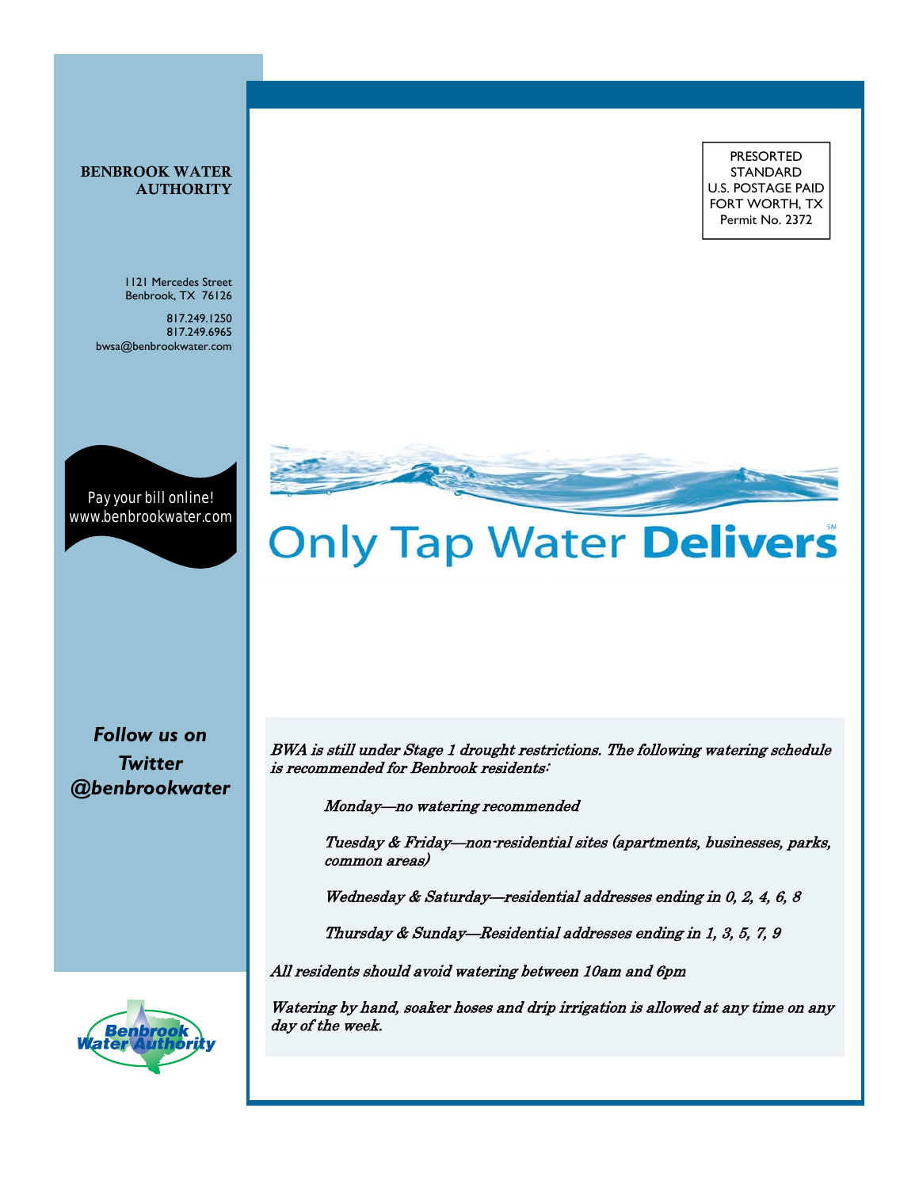**BENBROOK WATER AUTHORITY**

1121 Mercedes Street
Benbrook, TX 76126

817.249.1250
817.249.6965
bwsa@benbrookwater.com

Pay your bill online!
www.benbrookwater.com

*Follow us on Twitter @benbrookwater*

PRESORTED
STANDARD
U.S. POSTAGE PAID
FORT WORTH, TX
Permit No. 2372

# Only Tap Water **Delivers**

*BWA is still under Stage 1 drought restrictions. The following watering schedule is recommended for Benbrook residents:*

*Monday—no watering recommended*

*Tuesday & Friday—non-residential sites (apartments, businesses, parks, common areas)*

*Wednesday & Saturday—residential addresses ending in 0, 2, 4, 6, 8*

*Thursday & Sunday—Residential addresses ending in 1, 3, 5, 7, 9*

*All residents should avoid watering between 10am and 6pm*

*Watering by hand, soaker hoses and drip irrigation is allowed at any time on any day of the week.*

Benbrook Water Authority